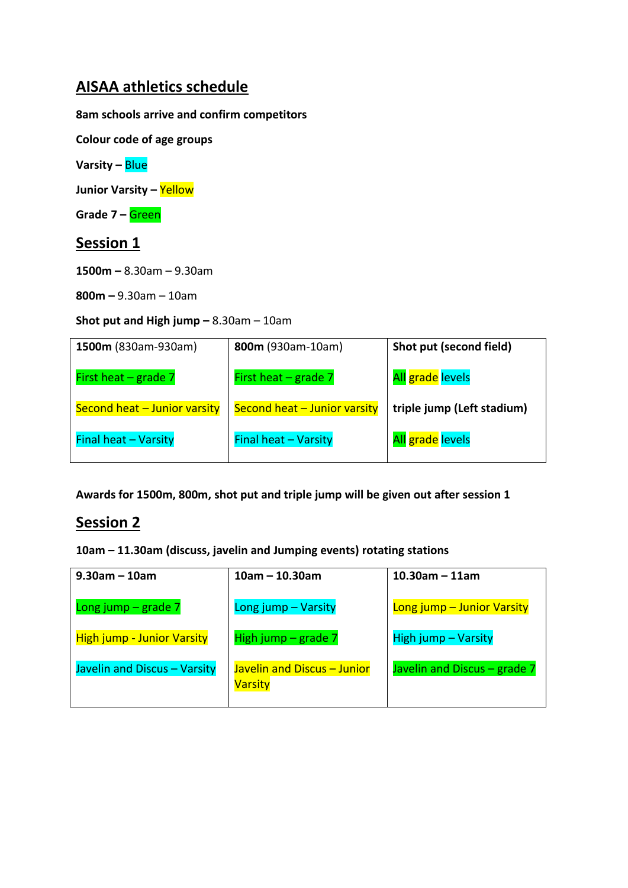# AISAA athletics schedule

**8am schools arrive and confirm competitors**

**Colour code of age groups**

**Varsity –** Blue

**Junior Varsity –** Yellow

**Grade 7 –** Green

## Session 1

**1500m –** 8.30am – 9.30am

**800m –** 9.30am – 10am

**Shot put and High jump –** 8.30am – 10am

| **1500m** (830am-930am) | **800m** (930am-10am) | **Shot put (second field)** |
|---|---|---|
| First heat – grade 7 | First heat – grade 7 | All grade levels |
| Second heat – Junior varsity | Second heat – Junior varsity | **triple jump (Left stadium)** |
| Final heat – Varsity | Final heat – Varsity | All grade levels |

**Awards for 1500m, 800m, shot put and triple jump will be given out after session 1**

## Session 2

**10am – 11.30am (discuss, javelin and Jumping events) rotating stations**

| **9.30am – 10am** | **10am – 10.30am** | **10.30am – 11am** |
|---|---|---|
| Long jump – grade 7 | Long jump – Varsity | Long jump – Junior Varsity |
| High jump - Junior Varsity | High jump – grade 7 | High jump – Varsity |
| Javelin and Discus – Varsity | Javelin and Discus – Junior Varsity | Javelin and Discus – grade 7 |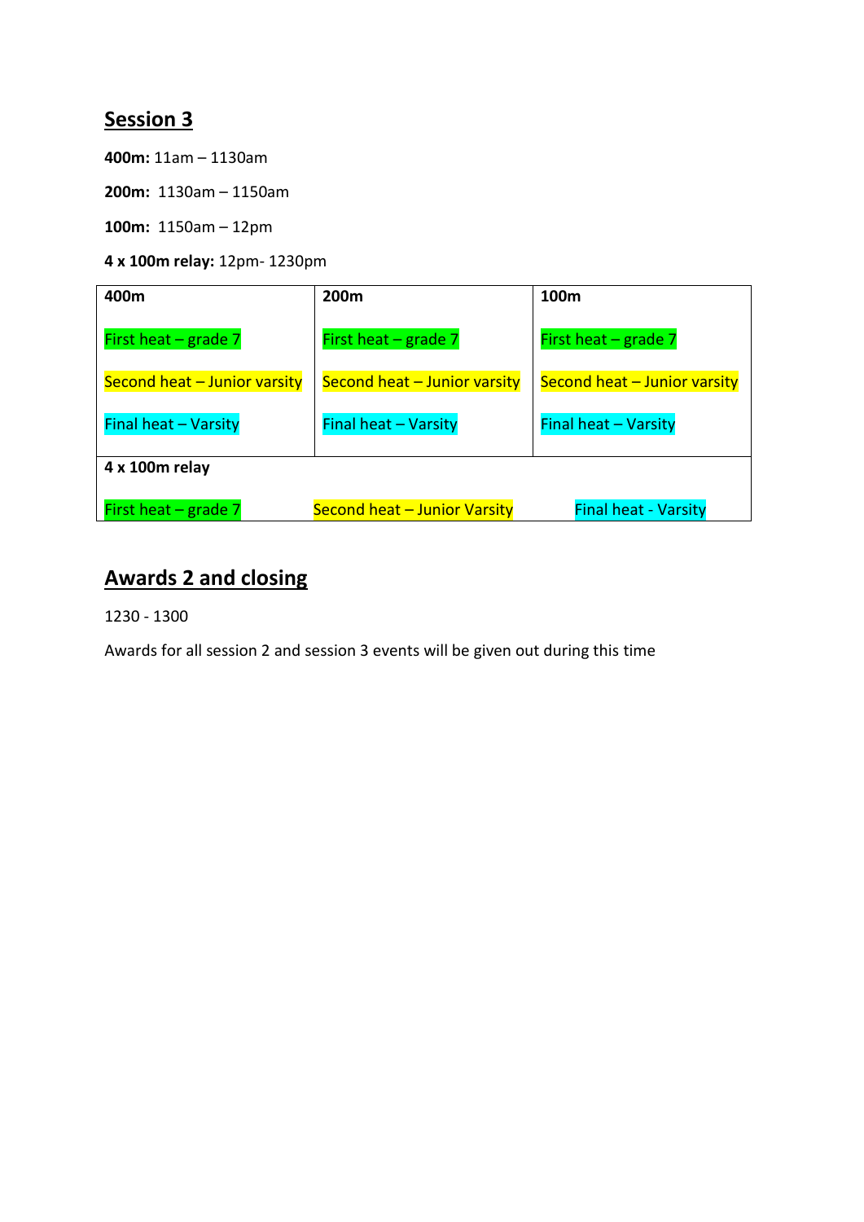## Session 3

**400m:** 11am – 1130am

**200m:** 1130am – 1150am

**100m:** 1150am – 12pm

**4 x 100m relay:** 12pm- 1230pm

| 400m | 200m | 100m |
|---|---|---|
| First heat – grade 7 | First heat – grade 7 | First heat – grade 7 |
| Second heat – Junior varsity | Second heat – Junior varsity | Second heat – Junior varsity |
| Final heat – Varsity | Final heat – Varsity | Final heat – Varsity |
| **4 x 100m relay** | | |
| First heat – grade 7 | Second heat – Junior Varsity | Final heat - Varsity |

## Awards 2 and closing

1230 - 1300

Awards for all session 2 and session 3 events will be given out during this time